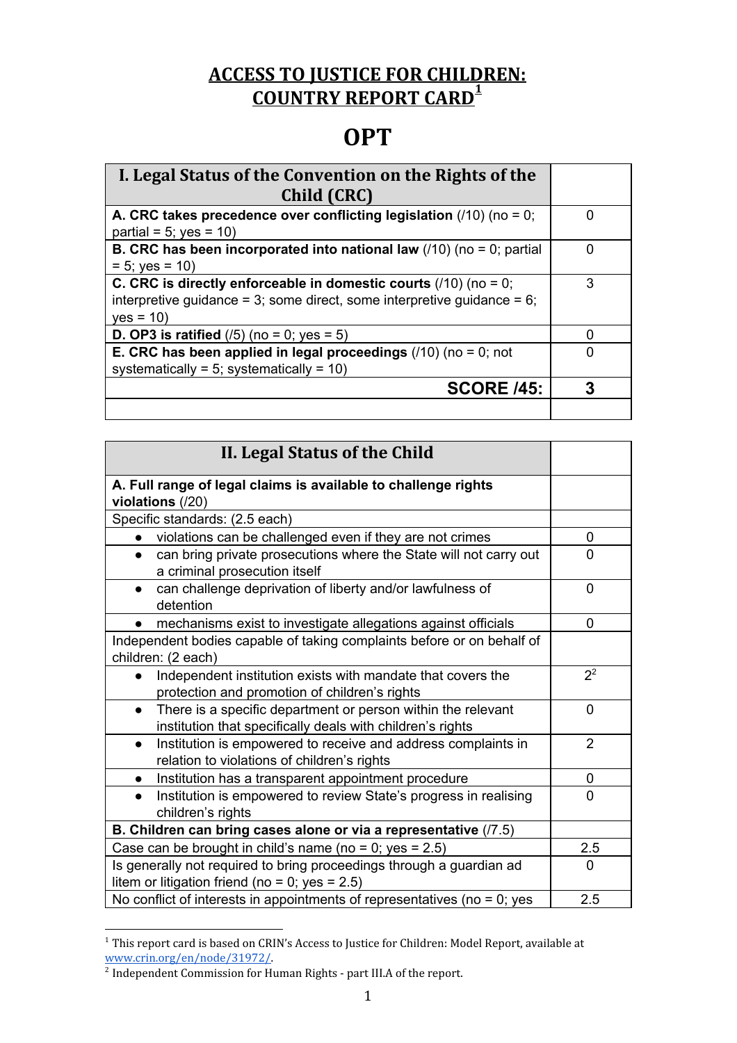# ACCESS TO JUSTICE FOR CHILDREN: COUNTRY REPORT CARD[1]

# OPT

| I. Legal Status of the Convention on the Rights of the Child (CRC) | |
|---|---|
| **A. CRC takes precedence over conflicting legislation** (/10) (no = 0; partial = 5; yes = 10) | 0 |
| **B. CRC has been incorporated into national law** (/10) (no = 0; partial = 5; yes = 10) | 0 |
| **C. CRC is directly enforceable in domestic courts** (/10) (no = 0; interpretive guidance = 3; some direct, some interpretive guidance = 6; yes = 10) | 3 |
| **D. OP3 is ratified** (/5) (no = 0; yes = 5) | 0 |
| **E. CRC has been applied in legal proceedings** (/10) (no = 0; not systematically = 5; systematically = 10) | 0 |
| **SCORE /45:** | **3** |
| | |

| II. Legal Status of the Child | |
|---|---|
| **A. Full range of legal claims is available to challenge rights violations** (/20) | |
| Specific standards: (2.5 each) | |
| • violations can be challenged even if they are not crimes | 0 |
| • can bring private prosecutions where the State will not carry out a criminal prosecution itself | 0 |
| • can challenge deprivation of liberty and/or lawfulness of detention | 0 |
| • mechanisms exist to investigate allegations against officials | 0 |
| Independent bodies capable of taking complaints before or on behalf of children: (2 each) | |
| • Independent institution exists with mandate that covers the protection and promotion of children's rights | 2[2] |
| • There is a specific department or person within the relevant institution that specifically deals with children's rights | 0 |
| • Institution is empowered to receive and address complaints in relation to violations of children's rights | 2 |
| • Institution has a transparent appointment procedure | 0 |
| • Institution is empowered to review State's progress in realising children's rights | 0 |
| **B. Children can bring cases alone or via a representative** (/7.5) | |
| Case can be brought in child's name (no = 0; yes = 2.5) | 2.5 |
| Is generally not required to bring proceedings through a guardian ad litem or litigation friend (no = 0; yes = 2.5) | 0 |
| No conflict of interests in appointments of representatives (no = 0; yes | 2.5 |

[1] This report card is based on CRIN's Access to Justice for Children: Model Report, available at www.crin.org/en/node/31972/.

[2] Independent Commission for Human Rights - part III.A of the report.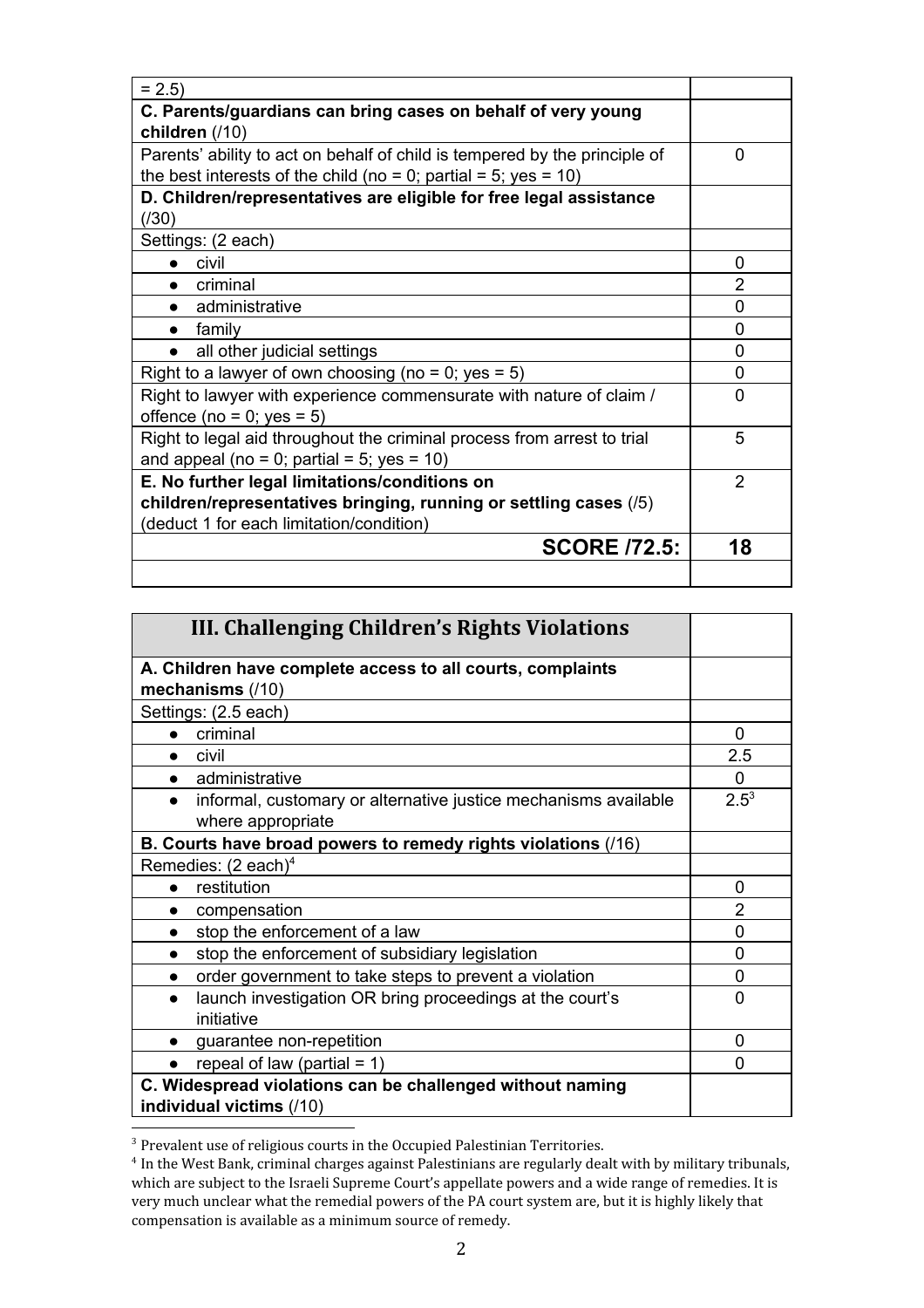| = 2.5) | |
|---|---|
| **C. Parents/guardians can bring cases on behalf of very young children** (/10) | |
| Parents' ability to act on behalf of child is tempered by the principle of the best interests of the child (no = 0; partial = 5; yes = 10) | 0 |
| **D. Children/representatives are eligible for free legal assistance** (/30) | |
| Settings: (2 each) | |
| ● civil | 0 |
| ● criminal | 2 |
| ● administrative | 0 |
| ● family | 0 |
| ● all other judicial settings | 0 |
| Right to a lawyer of own choosing (no = 0; yes = 5) | 0 |
| Right to lawyer with experience commensurate with nature of claim / offence (no = 0; yes = 5) | 0 |
| Right to legal aid throughout the criminal process from arrest to trial and appeal (no = 0; partial = 5; yes = 10) | 5 |
| **E. No further legal limitations/conditions on children/representatives bringing, running or settling cases** (/5) (deduct 1 for each limitation/condition) | 2 |
| **SCORE /72.5:** | **18** |
| | |

| III. Challenging Children's Rights Violations | |
|---|---|
| **A. Children have complete access to all courts, complaints mechanisms** (/10) | |
| Settings: (2.5 each) | |
| ● criminal | 0 |
| ● civil | 2.5 |
| ● administrative | 0 |
| ● informal, customary or alternative justice mechanisms available where appropriate | 2.5[3] |
| **B. Courts have broad powers to remedy rights violations** (/16) | |
| Remedies: (2 each)[4] | |
| ● restitution | 0 |
| ● compensation | 2 |
| ● stop the enforcement of a law | 0 |
| ● stop the enforcement of subsidiary legislation | 0 |
| ● order government to take steps to prevent a violation | 0 |
| ● launch investigation OR bring proceedings at the court's initiative | 0 |
| ● guarantee non-repetition | 0 |
| ● repeal of law (partial = 1) | 0 |
| **C. Widespread violations can be challenged without naming individual victims** (/10) | |

[3] Prevalent use of religious courts in the Occupied Palestinian Territories.

[4] In the West Bank, criminal charges against Palestinians are regularly dealt with by military tribunals, which are subject to the Israeli Supreme Court's appellate powers and a wide range of remedies. It is very much unclear what the remedial powers of the PA court system are, but it is highly likely that compensation is available as a minimum source of remedy.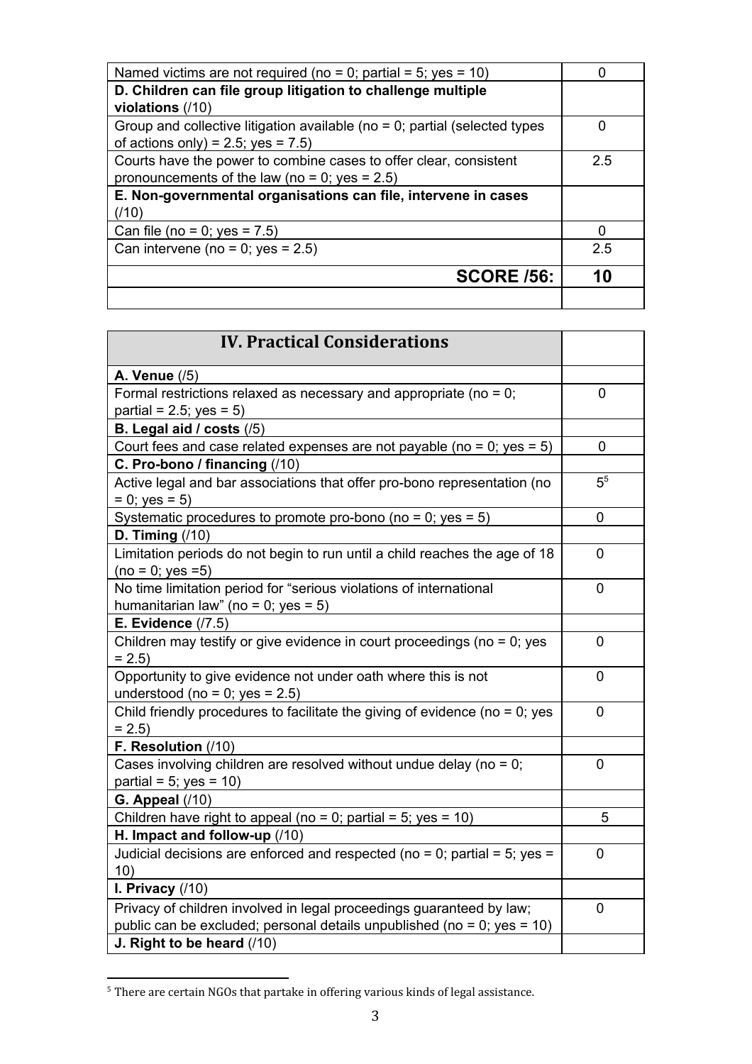| | |
|---|---|
| Named victims are not required (no = 0; partial = 5; yes = 10) | 0 |
| **D. Children can file group litigation to challenge multiple violations** (/10) | |
| Group and collective litigation available (no = 0; partial (selected types of actions only) = 2.5; yes = 7.5) | 0 |
| Courts have the power to combine cases to offer clear, consistent pronouncements of the law (no = 0; yes = 2.5) | 2.5 |
| **E. Non-governmental organisations can file, intervene in cases** (/10) | |
| Can file (no = 0; yes = 7.5) | 0 |
| Can intervene (no = 0; yes = 2.5) | 2.5 |
| **SCORE /56:** | **10** |
| | |

| **IV. Practical Considerations** | |
|---|---|
| **A. Venue** (/5) | |
| Formal restrictions relaxed as necessary and appropriate (no = 0; partial = 2.5; yes = 5) | 0 |
| **B. Legal aid / costs** (/5) | |
| Court fees and case related expenses are not payable (no = 0; yes = 5) | 0 |
| **C. Pro-bono / financing** (/10) | |
| Active legal and bar associations that offer pro-bono representation (no = 0; yes = 5) | 5[5] |
| Systematic procedures to promote pro-bono (no = 0; yes = 5) | 0 |
| **D. Timing** (/10) | |
| Limitation periods do not begin to run until a child reaches the age of 18 (no = 0; yes =5) | 0 |
| No time limitation period for "serious violations of international humanitarian law" (no = 0; yes = 5) | 0 |
| **E. Evidence** (/7.5) | |
| Children may testify or give evidence in court proceedings (no = 0; yes = 2.5) | 0 |
| Opportunity to give evidence not under oath where this is not understood (no = 0; yes = 2.5) | 0 |
| Child friendly procedures to facilitate the giving of evidence (no = 0; yes = 2.5) | 0 |
| **F. Resolution** (/10) | |
| Cases involving children are resolved without undue delay (no = 0; partial = 5; yes = 10) | 0 |
| **G. Appeal** (/10) | |
| Children have right to appeal (no = 0; partial = 5; yes = 10) | 5 |
| **H. Impact and follow-up** (/10) | |
| Judicial decisions are enforced and respected (no = 0; partial = 5; yes = 10) | 0 |
| **I. Privacy** (/10) | |
| Privacy of children involved in legal proceedings guaranteed by law; public can be excluded; personal details unpublished (no = 0; yes = 10) | 0 |
| **J. Right to be heard** (/10) | |

[5] There are certain NGOs that partake in offering various kinds of legal assistance.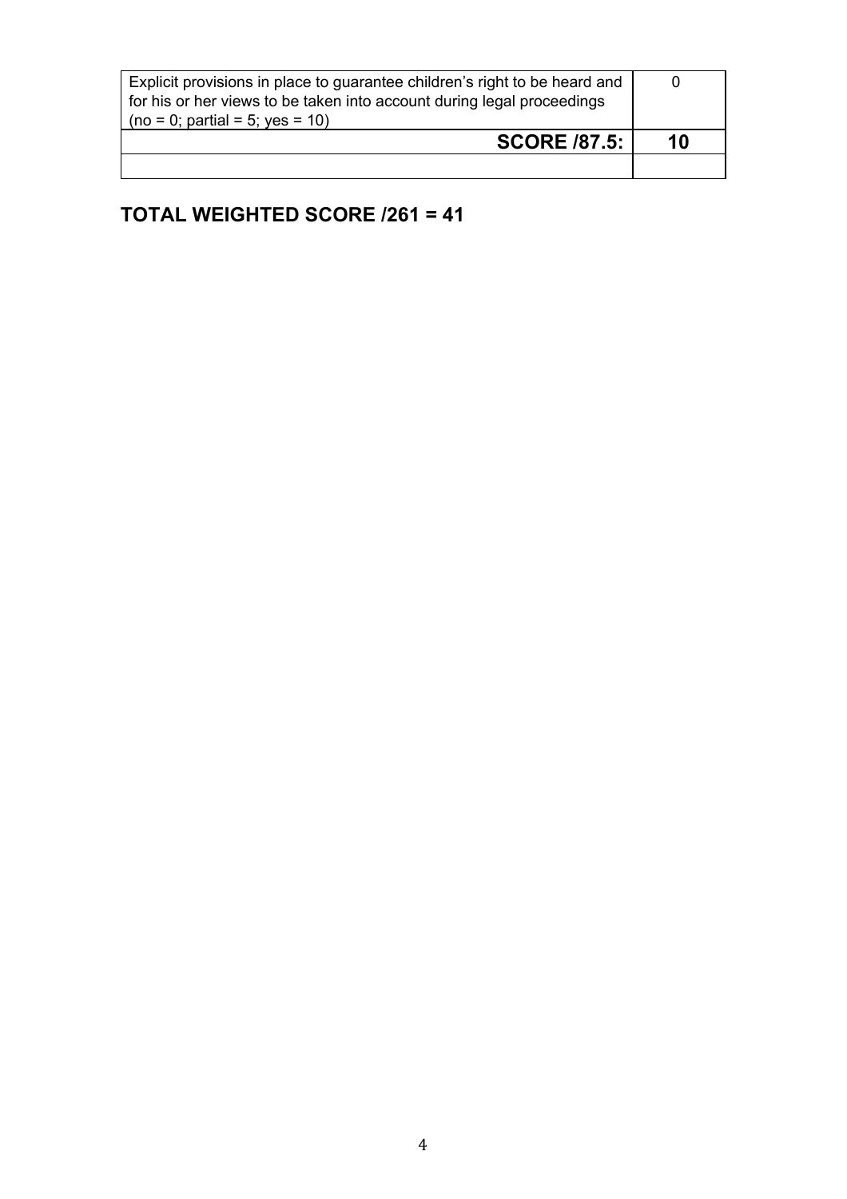| | |
|---|---|
| Explicit provisions in place to guarantee children's right to be heard and for his or her views to be taken into account during legal proceedings (no = 0; partial = 5; yes = 10) | 0 |
| **SCORE /87.5:** | **10** |
| | |

## TOTAL WEIGHTED SCORE /261 = 41